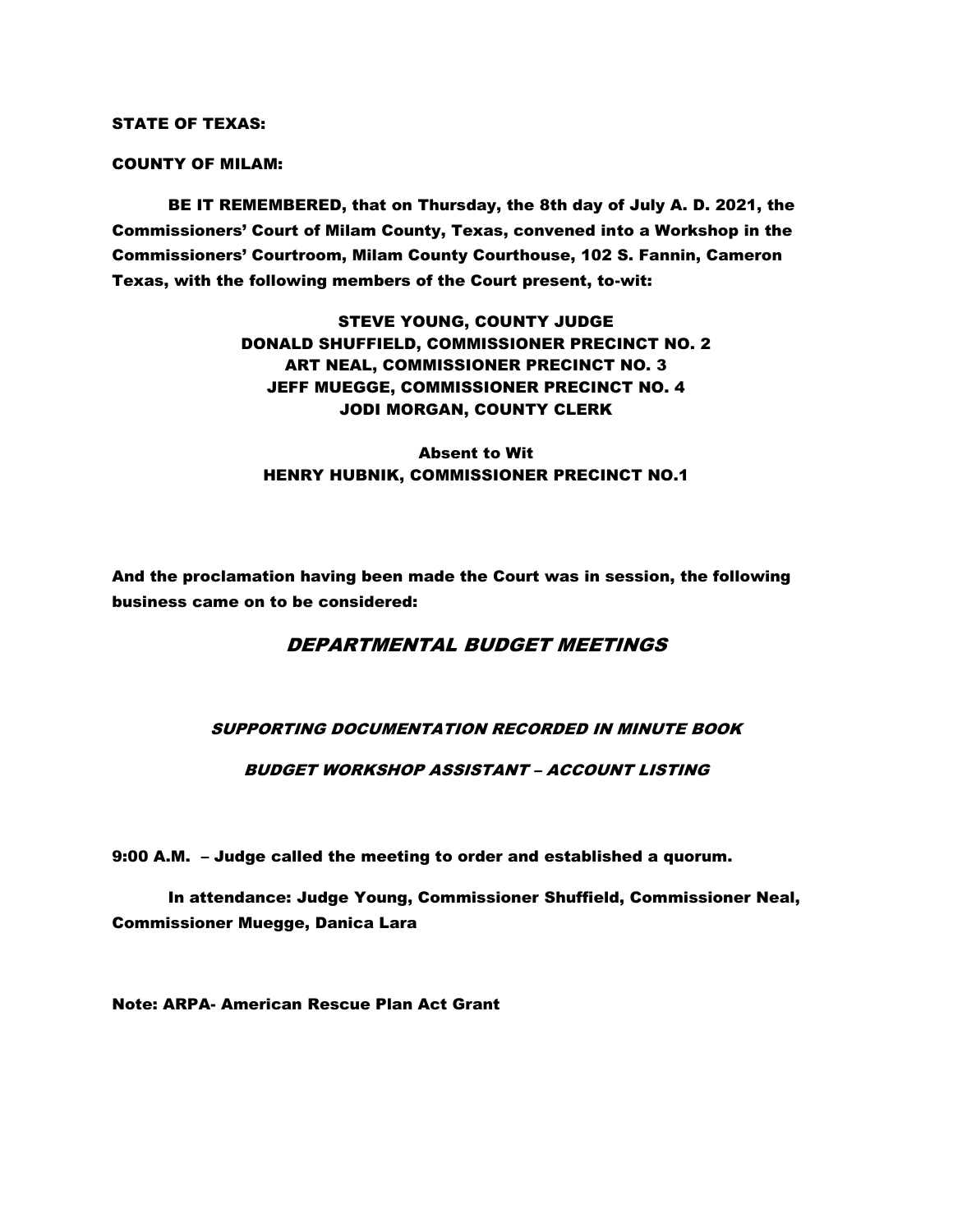**STATE OF TEXAS:**

**COUNTY OF MILAM:**

**BE IT REMEMBERED, that on Thursday, the 8th day of July A. D. 2021, the Commissioners' Court of Milam County, Texas, convened into a Workshop in the Commissioners' Courtroom, Milam County Courthouse, 102 S. Fannin, Cameron Texas, with the following members of the Court present, to-wit:**

**STEVE YOUNG, COUNTY JUDGE**
**DONALD SHUFFIELD, COMMISSIONER PRECINCT NO. 2**
**ART NEAL, COMMISSIONER PRECINCT NO. 3**
**JEFF MUEGGE, COMMISSIONER PRECINCT NO. 4**
**JODI MORGAN, COUNTY CLERK**

**Absent to Wit**
**HENRY HUBNIK, COMMISSIONER PRECINCT NO.1**

**And the proclamation having been made the Court was in session, the following business came on to be considered:**

## DEPARTMENTAL BUDGET MEETINGS

### SUPPORTING DOCUMENTATION RECORDED IN MINUTE BOOK

### BUDGET WORKSHOP ASSISTANT – ACCOUNT LISTING

**9:00 A.M. – Judge called the meeting to order and established a quorum.**

**In attendance: Judge Young, Commissioner Shuffield, Commissioner Neal, Commissioner Muegge, Danica Lara**

**Note: ARPA- American Rescue Plan Act Grant**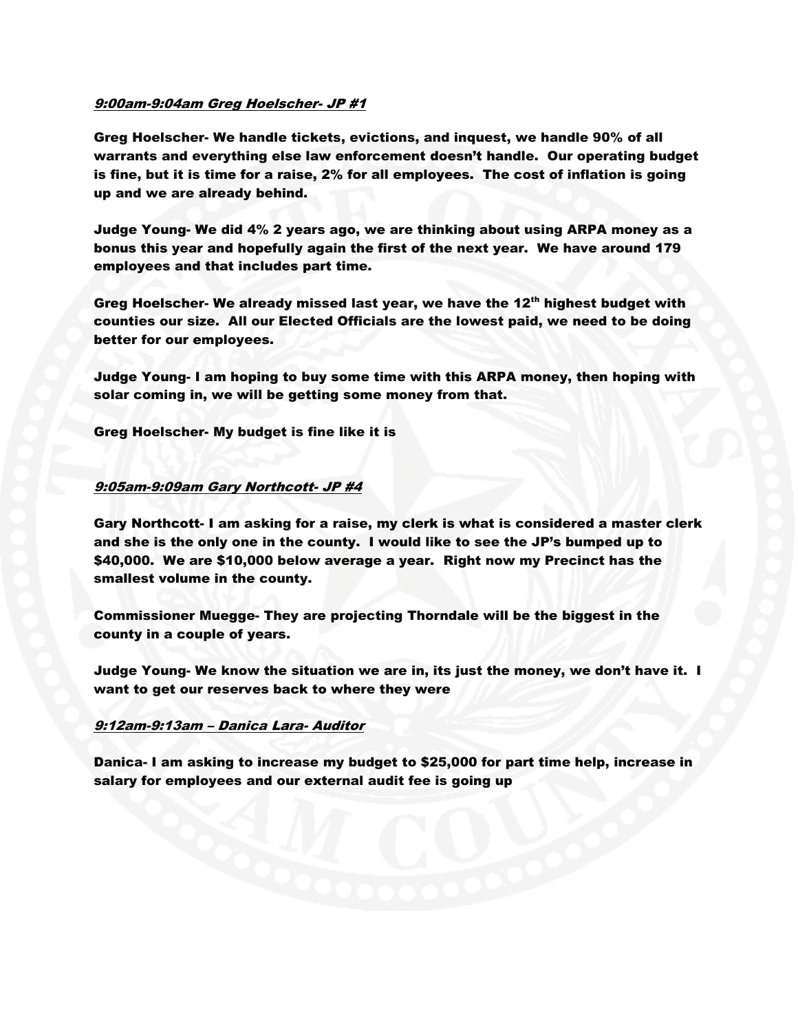*__9:00am-9:04am Greg Hoelscher- JP #1__*

**Greg Hoelscher- We handle tickets, evictions, and inquest, we handle 90% of all warrants and everything else law enforcement doesn't handle. Our operating budget is fine, but it is time for a raise, 2% for all employees. The cost of inflation is going up and we are already behind.**

**Judge Young- We did 4% 2 years ago, we are thinking about using ARPA money as a bonus this year and hopefully again the first of the next year. We have around 179 employees and that includes part time.**

**Greg Hoelscher- We already missed last year, we have the 12th highest budget with counties our size. All our Elected Officials are the lowest paid, we need to be doing better for our employees.**

**Judge Young- I am hoping to buy some time with this ARPA money, then hoping with solar coming in, we will be getting some money from that.**

**Greg Hoelscher- My budget is fine like it is**

*__9:05am-9:09am Gary Northcott- JP #4__*

**Gary Northcott- I am asking for a raise, my clerk is what is considered a master clerk and she is the only one in the county. I would like to see the JP's bumped up to $40,000. We are $10,000 below average a year. Right now my Precinct has the smallest volume in the county.**

**Commissioner Muegge- They are projecting Thorndale will be the biggest in the county in a couple of years.**

**Judge Young- We know the situation we are in, its just the money, we don't have it. I want to get our reserves back to where they were**

*__9:12am-9:13am – Danica Lara- Auditor__*

**Danica- I am asking to increase my budget to $25,000 for part time help, increase in salary for employees and our external audit fee is going up**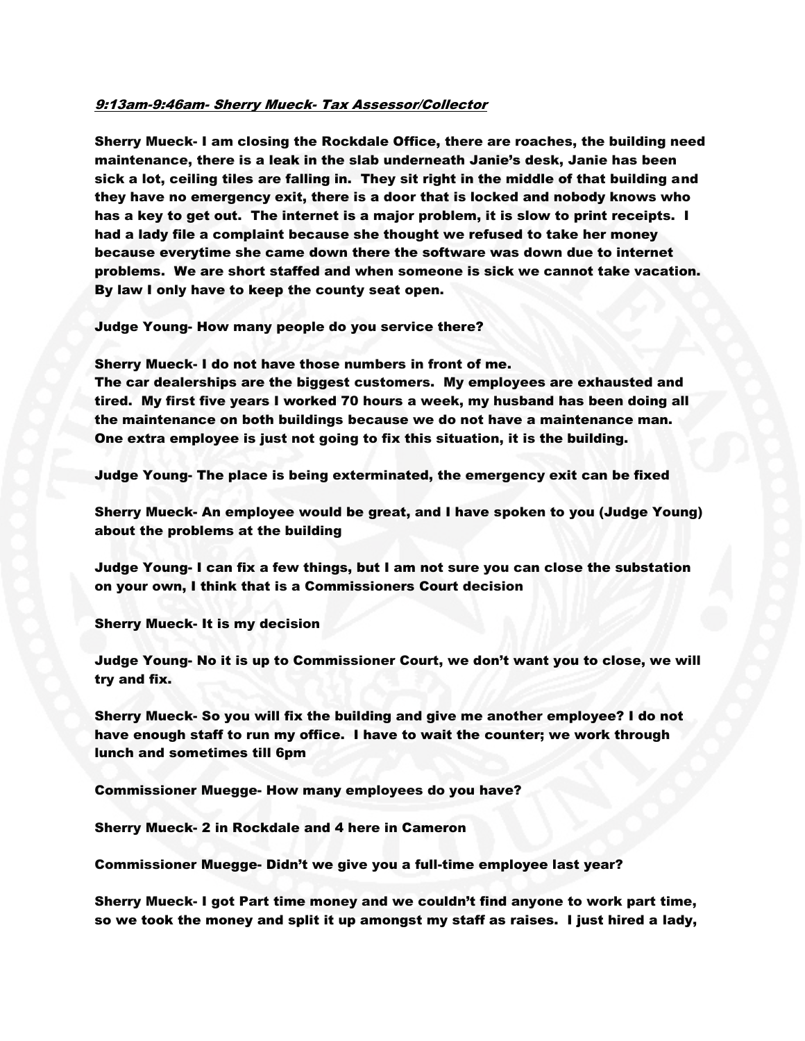***<u>9:13am-9:46am- Sherry Mueck- Tax Assessor/Collector</u>***

**Sherry Mueck- I am closing the Rockdale Office, there are roaches, the building need maintenance, there is a leak in the slab underneath Janie's desk, Janie has been sick a lot, ceiling tiles are falling in. They sit right in the middle of that building and they have no emergency exit, there is a door that is locked and nobody knows who has a key to get out. The internet is a major problem, it is slow to print receipts. I had a lady file a complaint because she thought we refused to take her money because everytime she came down there the software was down due to internet problems. We are short staffed and when someone is sick we cannot take vacation. By law I only have to keep the county seat open.**

**Judge Young- How many people do you service there?**

**Sherry Mueck- I do not have those numbers in front of me.**
**The car dealerships are the biggest customers. My employees are exhausted and tired. My first five years I worked 70 hours a week, my husband has been doing all the maintenance on both buildings because we do not have a maintenance man. One extra employee is just not going to fix this situation, it is the building.**

**Judge Young- The place is being exterminated, the emergency exit can be fixed**

**Sherry Mueck- An employee would be great, and I have spoken to you (Judge Young) about the problems at the building**

**Judge Young- I can fix a few things, but I am not sure you can close the substation on your own, I think that is a Commissioners Court decision**

**Sherry Mueck- It is my decision**

**Judge Young- No it is up to Commissioner Court, we don't want you to close, we will try and fix.**

**Sherry Mueck- So you will fix the building and give me another employee? I do not have enough staff to run my office. I have to wait the counter; we work through lunch and sometimes till 6pm**

**Commissioner Muegge- How many employees do you have?**

**Sherry Mueck- 2 in Rockdale and 4 here in Cameron**

**Commissioner Muegge- Didn't we give you a full-time employee last year?**

**Sherry Mueck- I got Part time money and we couldn't find anyone to work part time, so we took the money and split it up amongst my staff as raises. I just hired a lady,**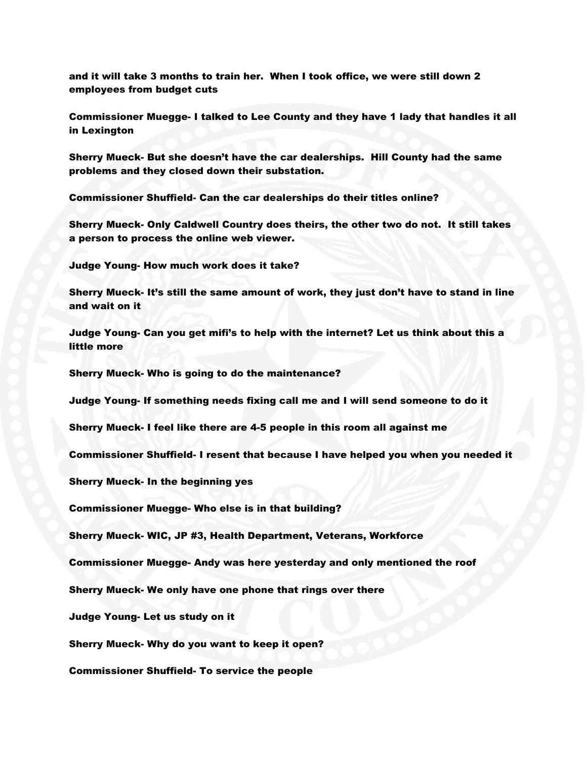**and it will take 3 months to train her. When I took office, we were still down 2 employees from budget cuts**

**Commissioner Muegge- I talked to Lee County and they have 1 lady that handles it all in Lexington**

**Sherry Mueck- But she doesn't have the car dealerships. Hill County had the same problems and they closed down their substation.**

**Commissioner Shuffield- Can the car dealerships do their titles online?**

**Sherry Mueck- Only Caldwell Country does theirs, the other two do not. It still takes a person to process the online web viewer.**

**Judge Young- How much work does it take?**

**Sherry Mueck- It's still the same amount of work, they just don't have to stand in line and wait on it**

**Judge Young- Can you get mifi's to help with the internet? Let us think about this a little more**

**Sherry Mueck- Who is going to do the maintenance?**

**Judge Young- If something needs fixing call me and I will send someone to do it**

**Sherry Mueck- I feel like there are 4-5 people in this room all against me**

**Commissioner Shuffield- I resent that because I have helped you when you needed it**

**Sherry Mueck- In the beginning yes**

**Commissioner Muegge- Who else is in that building?**

**Sherry Mueck- WIC, JP #3, Health Department, Veterans, Workforce**

**Commissioner Muegge- Andy was here yesterday and only mentioned the roof**

**Sherry Mueck- We only have one phone that rings over there**

**Judge Young- Let us study on it**

**Sherry Mueck- Why do you want to keep it open?**

**Commissioner Shuffield- To service the people**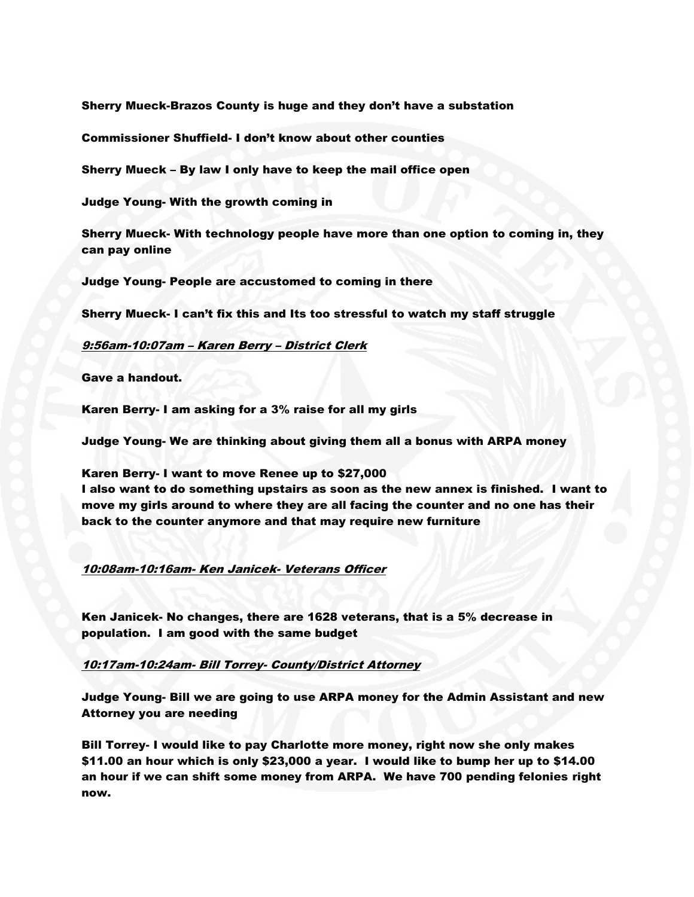**Sherry Mueck-Brazos County is huge and they don't have a substation**

**Commissioner Shuffield- I don't know about other counties**

**Sherry Mueck – By law I only have to keep the mail office open**

**Judge Young- With the growth coming in**

**Sherry Mueck- With technology people have more than one option to coming in, they can pay online**

**Judge Young- People are accustomed to coming in there**

**Sherry Mueck- I can't fix this and Its too stressful to watch my staff struggle**

***9:56am-10:07am – Karen Berry – District Clerk***

**Gave a handout.**

**Karen Berry- I am asking for a 3% raise for all my girls**

**Judge Young- We are thinking about giving them all a bonus with ARPA money**

**Karen Berry- I want to move Renee up to $27,000**
**I also want to do something upstairs as soon as the new annex is finished. I want to move my girls around to where they are all facing the counter and no one has their back to the counter anymore and that may require new furniture**

***10:08am-10:16am- Ken Janicek- Veterans Officer***

**Ken Janicek- No changes, there are 1628 veterans, that is a 5% decrease in population. I am good with the same budget**

***10:17am-10:24am- Bill Torrey- County/District Attorney***

**Judge Young- Bill we are going to use ARPA money for the Admin Assistant and new Attorney you are needing**

**Bill Torrey- I would like to pay Charlotte more money, right now she only makes $11.00 an hour which is only $23,000 a year. I would like to bump her up to $14.00 an hour if we can shift some money from ARPA. We have 700 pending felonies right now.**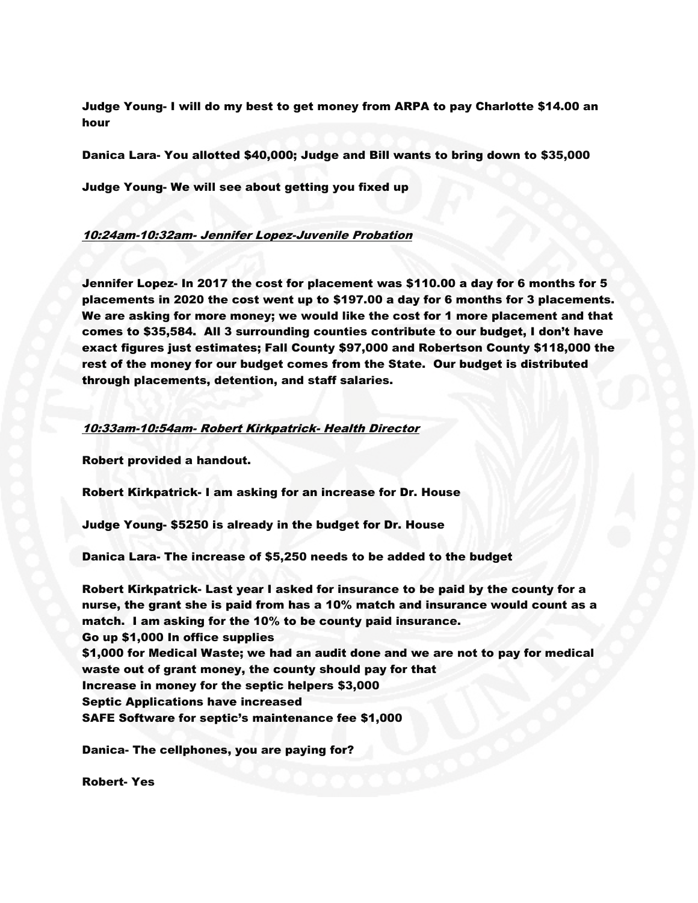**Judge Young- I will do my best to get money from ARPA to pay Charlotte $14.00 an hour**

**Danica Lara- You allotted $40,000; Judge and Bill wants to bring down to $35,000**

**Judge Young- We will see about getting you fixed up**

***10:24am-10:32am- Jennifer Lopez-Juvenile Probation***

**Jennifer Lopez- In 2017 the cost for placement was $110.00 a day for 6 months for 5 placements in 2020 the cost went up to $197.00 a day for 6 months for 3 placements. We are asking for more money; we would like the cost for 1 more placement and that comes to $35,584. All 3 surrounding counties contribute to our budget, I don't have exact figures just estimates; Fall County $97,000 and Robertson County $118,000 the rest of the money for our budget comes from the State. Our budget is distributed through placements, detention, and staff salaries.**

***10:33am-10:54am- Robert Kirkpatrick- Health Director***

**Robert provided a handout.**

**Robert Kirkpatrick- I am asking for an increase for Dr. House**

**Judge Young- $5250 is already in the budget for Dr. House**

**Danica Lara- The increase of $5,250 needs to be added to the budget**

**Robert Kirkpatrick- Last year I asked for insurance to be paid by the county for a nurse, the grant she is paid from has a 10% match and insurance would count as a match. I am asking for the 10% to be county paid insurance.**
**Go up $1,000 In office supplies**
**$1,000 for Medical Waste; we had an audit done and we are not to pay for medical waste out of grant money, the county should pay for that**
**Increase in money for the septic helpers $3,000**
**Septic Applications have increased**
**SAFE Software for septic's maintenance fee $1,000**

**Danica- The cellphones, you are paying for?**

**Robert- Yes**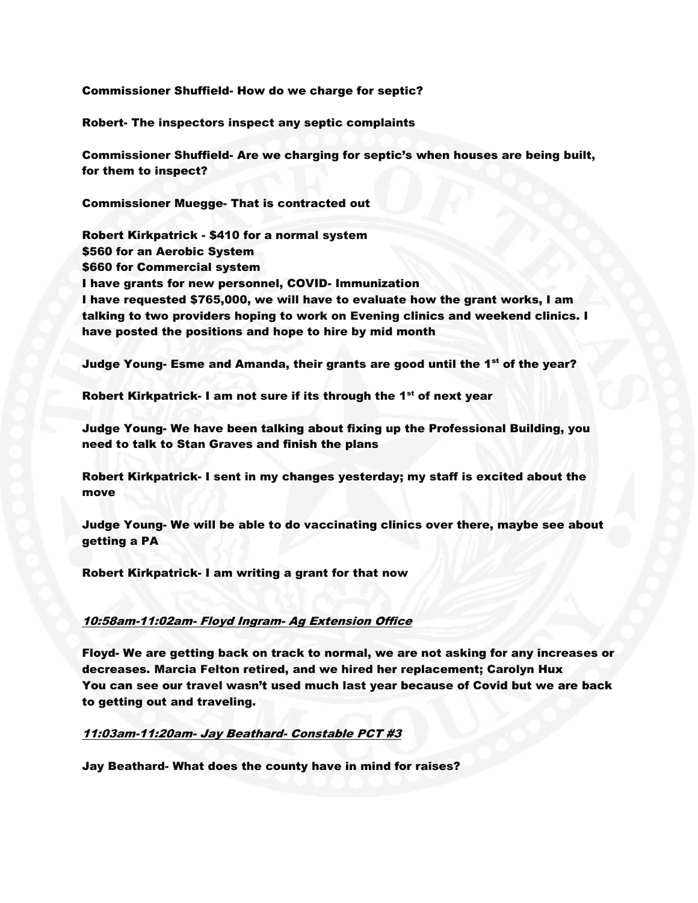**Commissioner Shuffield- How do we charge for septic?**

**Robert- The inspectors inspect any septic complaints**

**Commissioner Shuffield- Are we charging for septic's when houses are being built, for them to inspect?**

**Commissioner Muegge- That is contracted out**

**Robert Kirkpatrick - $410 for a normal system**
**$560 for an Aerobic System**
**$660 for Commercial system**
**I have grants for new personnel, COVID- Immunization**
**I have requested $765,000, we will have to evaluate how the grant works, I am talking to two providers hoping to work on Evening clinics and weekend clinics. I have posted the positions and hope to hire by mid month**

**Judge Young- Esme and Amanda, their grants are good until the 1st of the year?**

**Robert Kirkpatrick- I am not sure if its through the 1st of next year**

**Judge Young- We have been talking about fixing up the Professional Building, you need to talk to Stan Graves and finish the plans**

**Robert Kirkpatrick- I sent in my changes yesterday; my staff is excited about the move**

**Judge Young- We will be able to do vaccinating clinics over there, maybe see about getting a PA**

**Robert Kirkpatrick- I am writing a grant for that now**

***10:58am-11:02am- Floyd Ingram- Ag Extension Office***

**Floyd- We are getting back on track to normal, we are not asking for any increases or decreases. Marcia Felton retired, and we hired her replacement; Carolyn Hux**
**You can see our travel wasn't used much last year because of Covid but we are back to getting out and traveling.**

***11:03am-11:20am- Jay Beathard- Constable PCT #3***

**Jay Beathard- What does the county have in mind for raises?**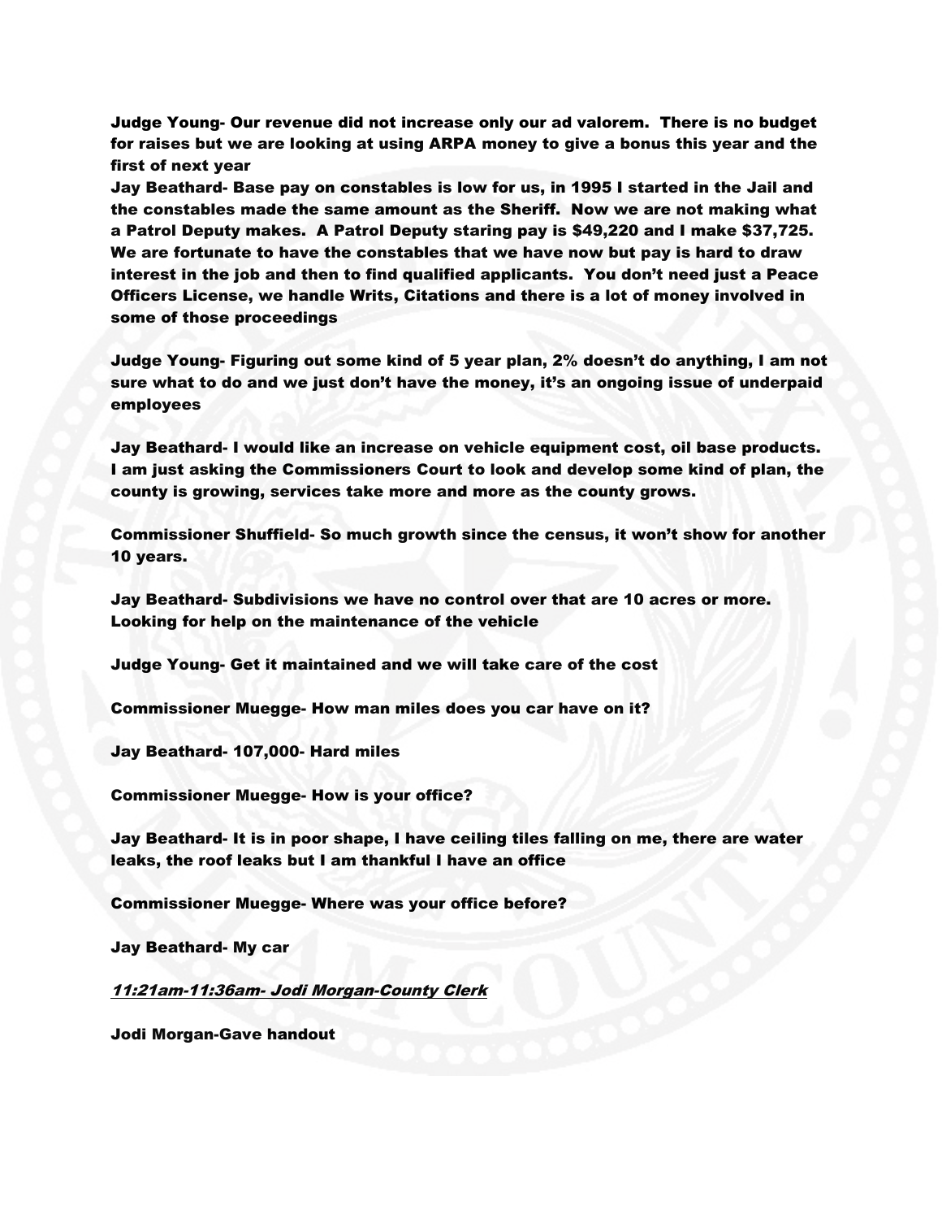**Judge Young- Our revenue did not increase only our ad valorem. There is no budget for raises but we are looking at using ARPA money to give a bonus this year and the first of next year**

**Jay Beathard- Base pay on constables is low for us, in 1995 I started in the Jail and the constables made the same amount as the Sheriff. Now we are not making what a Patrol Deputy makes. A Patrol Deputy staring pay is $49,220 and I make $37,725. We are fortunate to have the constables that we have now but pay is hard to draw interest in the job and then to find qualified applicants. You don't need just a Peace Officers License, we handle Writs, Citations and there is a lot of money involved in some of those proceedings**

**Judge Young- Figuring out some kind of 5 year plan, 2% doesn't do anything, I am not sure what to do and we just don't have the money, it's an ongoing issue of underpaid employees**

**Jay Beathard- I would like an increase on vehicle equipment cost, oil base products. I am just asking the Commissioners Court to look and develop some kind of plan, the county is growing, services take more and more as the county grows.**

**Commissioner Shuffield- So much growth since the census, it won't show for another 10 years.**

**Jay Beathard- Subdivisions we have no control over that are 10 acres or more. Looking for help on the maintenance of the vehicle**

**Judge Young- Get it maintained and we will take care of the cost**

**Commissioner Muegge- How man miles does you car have on it?**

**Jay Beathard- 107,000- Hard miles**

**Commissioner Muegge- How is your office?**

**Jay Beathard- It is in poor shape, I have ceiling tiles falling on me, there are water leaks, the roof leaks but I am thankful I have an office**

**Commissioner Muegge- Where was your office before?**

**Jay Beathard- My car**

***11:21am-11:36am- Jodi Morgan-County Clerk***

**Jodi Morgan-Gave handout**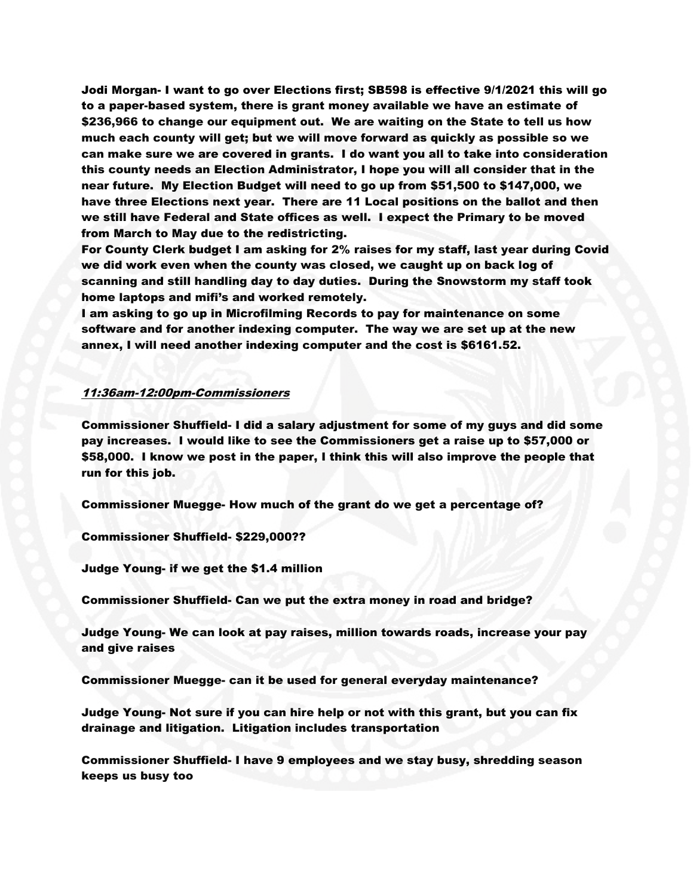**Jodi Morgan- I want to go over Elections first; SB598 is effective 9/1/2021 this will go to a paper-based system, there is grant money available we have an estimate of $236,966 to change our equipment out. We are waiting on the State to tell us how much each county will get; but we will move forward as quickly as possible so we can make sure we are covered in grants. I do want you all to take into consideration this county needs an Election Administrator, I hope you will all consider that in the near future. My Election Budget will need to go up from $51,500 to $147,000, we have three Elections next year. There are 11 Local positions on the ballot and then we still have Federal and State offices as well. I expect the Primary to be moved from March to May due to the redistricting.**

**For County Clerk budget I am asking for 2% raises for my staff, last year during Covid we did work even when the county was closed, we caught up on back log of scanning and still handling day to day duties. During the Snowstorm my staff took home laptops and mifi's and worked remotely.**

**I am asking to go up in Microfilming Records to pay for maintenance on some software and for another indexing computer. The way we are set up at the new annex, I will need another indexing computer and the cost is $6161.52.**

***11:36am-12:00pm-Commissioners***

**Commissioner Shuffield- I did a salary adjustment for some of my guys and did some pay increases. I would like to see the Commissioners get a raise up to $57,000 or $58,000. I know we post in the paper, I think this will also improve the people that run for this job.**

**Commissioner Muegge- How much of the grant do we get a percentage of?**

**Commissioner Shuffield- $229,000??**

**Judge Young- if we get the $1.4 million**

**Commissioner Shuffield- Can we put the extra money in road and bridge?**

**Judge Young- We can look at pay raises, million towards roads, increase your pay and give raises**

**Commissioner Muegge- can it be used for general everyday maintenance?**

**Judge Young- Not sure if you can hire help or not with this grant, but you can fix drainage and litigation. Litigation includes transportation**

**Commissioner Shuffield- I have 9 employees and we stay busy, shredding season keeps us busy too**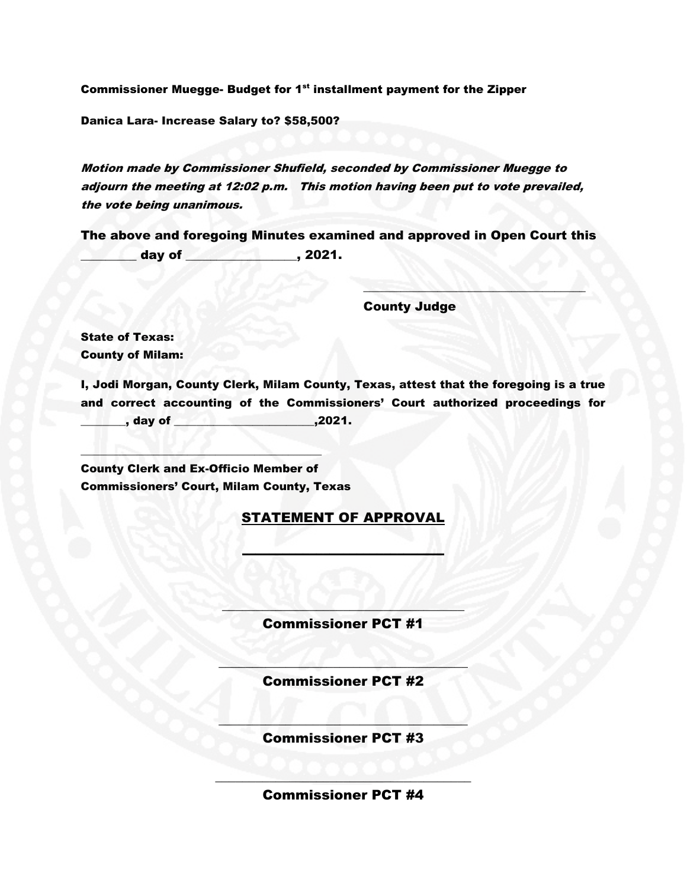**Commissioner Muegge- Budget for 1st installment payment for the Zipper**

**Danica Lara- Increase Salary to? $58,500?**

***Motion made by Commissioner Shufield, seconded by Commissioner Muegge to adjourn the meeting at 12:02 p.m. This motion having been put to vote prevailed, the vote being unanimous.***

**The above and foregoing Minutes examined and approved in Open Court this \_\_\_\_\_\_\_\_\_ day of \_\_\_\_\_\_\_\_\_\_\_\_\_\_\_\_\_\_, 2021.**

\_\_\_\_\_\_\_\_\_\_\_\_\_\_\_\_\_\_\_\_\_\_\_\_\_\_\_\_\_\_\_\_\_\_\_\_

**County Judge**

**State of Texas:**
**County of Milam:**

**I, Jodi Morgan, County Clerk, Milam County, Texas, attest that the foregoing is a true and correct accounting of the Commissioners' Court authorized proceedings for \_\_\_\_\_\_\_\_, day of \_\_\_\_\_\_\_\_\_\_\_\_\_\_\_\_\_\_\_\_\_\_\_\_\_,2021.**

\_\_\_\_\_\_\_\_\_\_\_\_\_\_\_\_\_\_\_\_\_\_\_\_\_\_\_\_\_\_\_\_\_\_\_\_

**County Clerk and Ex-Officio Member of**
**Commissioners' Court, Milam County, Texas**

## STATEMENT OF APPROVAL

\_\_\_\_\_\_\_\_\_\_\_\_\_\_\_\_\_\_\_\_\_\_\_\_\_\_\_\_\_\_\_\_\_\_\_\_

**Commissioner PCT #1**

\_\_\_\_\_\_\_\_\_\_\_\_\_\_\_\_\_\_\_\_\_\_\_\_\_\_\_\_\_\_\_\_\_\_\_\_

**Commissioner PCT #2**

\_\_\_\_\_\_\_\_\_\_\_\_\_\_\_\_\_\_\_\_\_\_\_\_\_\_\_\_\_\_\_\_\_\_\_\_

**Commissioner PCT #3**

\_\_\_\_\_\_\_\_\_\_\_\_\_\_\_\_\_\_\_\_\_\_\_\_\_\_\_\_\_\_\_\_\_\_\_\_

**Commissioner PCT #4**